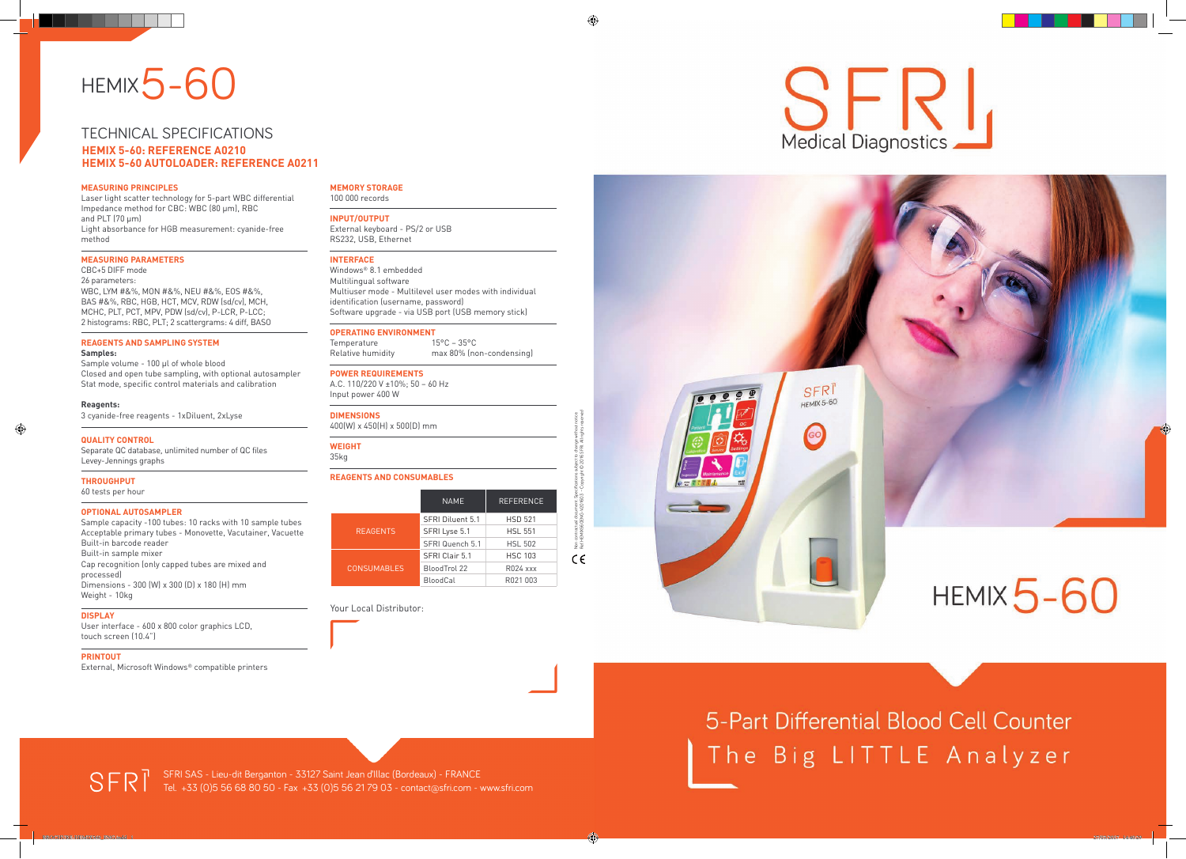# HEMIX 5-60

## TECHNICAL SPECIFICATIONS

**HEMIX 5-60: REFERENCE A0210**
**HEMIX 5-60 AUTOLOADER: REFERENCE A0211**

### MEASURING PRINCIPLES

Laser light scatter technology for 5-part WBC differential
Impedance method for CBC: WBC (80 µm), RBC and PLT (70 µm)
Light absorbance for HGB measurement: cyanide-free method

### MEASURING PARAMETERS

CBC+5 DIFF mode
26 parameters:
WBC, LYM #&%, MON #&%, NEU #&%, EOS #&%, BAS #&%, RBC, HGB, HCT, MCV, RDW (sd/cv), MCH, MCHC, PLT, PCT, MPV, PDW (sd/cv), P-LCR, P-LCC;
2 histograms: RBC, PLT; 2 scattergrams: 4 diff, BASO

### REAGENTS AND SAMPLING SYSTEM

**Samples:**
Sample volume - 100 µl of whole blood
Closed and open tube sampling, with optional autosampler
Stat mode, specific control materials and calibration

**Reagents:**
3 cyanide-free reagents - 1xDiluent, 2xLyse

### QUALITY CONTROL

Separate QC database, unlimited number of QC files
Levey-Jennings graphs

### THROUGHPUT

60 tests per hour

### OPTIONAL AUTOSAMPLER

Sample capacity -100 tubes: 10 racks with 10 sample tubes
Acceptable primary tubes - Monovette, Vacutainer, Vacuette
Built-in barcode reader
Built-in sample mixer
Cap recognition (only capped tubes are mixed and processed)
Dimensions - 300 (W) x 300 (D) x 180 (H) mm
Weight - 10kg

### DISPLAY

User interface - 600 x 800 color graphics LCD, touch screen (10.4")

### PRINTOUT

External, Microsoft Windows® compatible printers

### MEMORY STORAGE

100 000 records

### INPUT/OUTPUT

External keyboard - PS/2 or USB
RS232, USB, Ethernet

### INTERFACE

Windows® 8.1 embedded
Multilingual software
Multiuser mode - Multilevel user modes with individual identification (username, password)
Software upgrade - via USB port (USB memory stick)

### OPERATING ENVIRONMENT

| | |
|---|---|
| Temperature | 15°C – 35°C |
| Relative humidity | max 80% (non-condensing) |

### POWER REQUIREMENTS

A.C. 110/220 V ±10%; 50 – 60 Hz
Input power 400 W

### DIMENSIONS

400(W) x 450(H) x 500(D) mm

### WEIGHT

35kg

### REAGENTS AND CONSUMABLES

| | NAME | REFERENCE |
|---|---|---|
| REAGENTS | SFRI Diluent 5.1 | HSD 521 |
| | SFRI Lyse 5.1 | HSL 551 |
| | SFRI Quench 5.1 | HSL 502 |
| CONSUMABLES | SFRI Clair 5.1 | HSC 103 |
| | BloodTrol 22 | R024 xxx |
| | BloodCal | R021 003 |

Your Local Distributor:

# SFRI Medical Diagnostics

# HEMIX 5-60

5-Part Differential Blood Cell Counter

The Big LITTLE Analyzer

SFRI SAS - Lieu-dit Berganton - 33127 Saint Jean d'Illac (Bordeaux) - FRANCE
Tel. +33 (0)5 56 68 80 50 - Fax +33 (0)5 56 21 79 03 - contact@sfri.com - www.sfri.com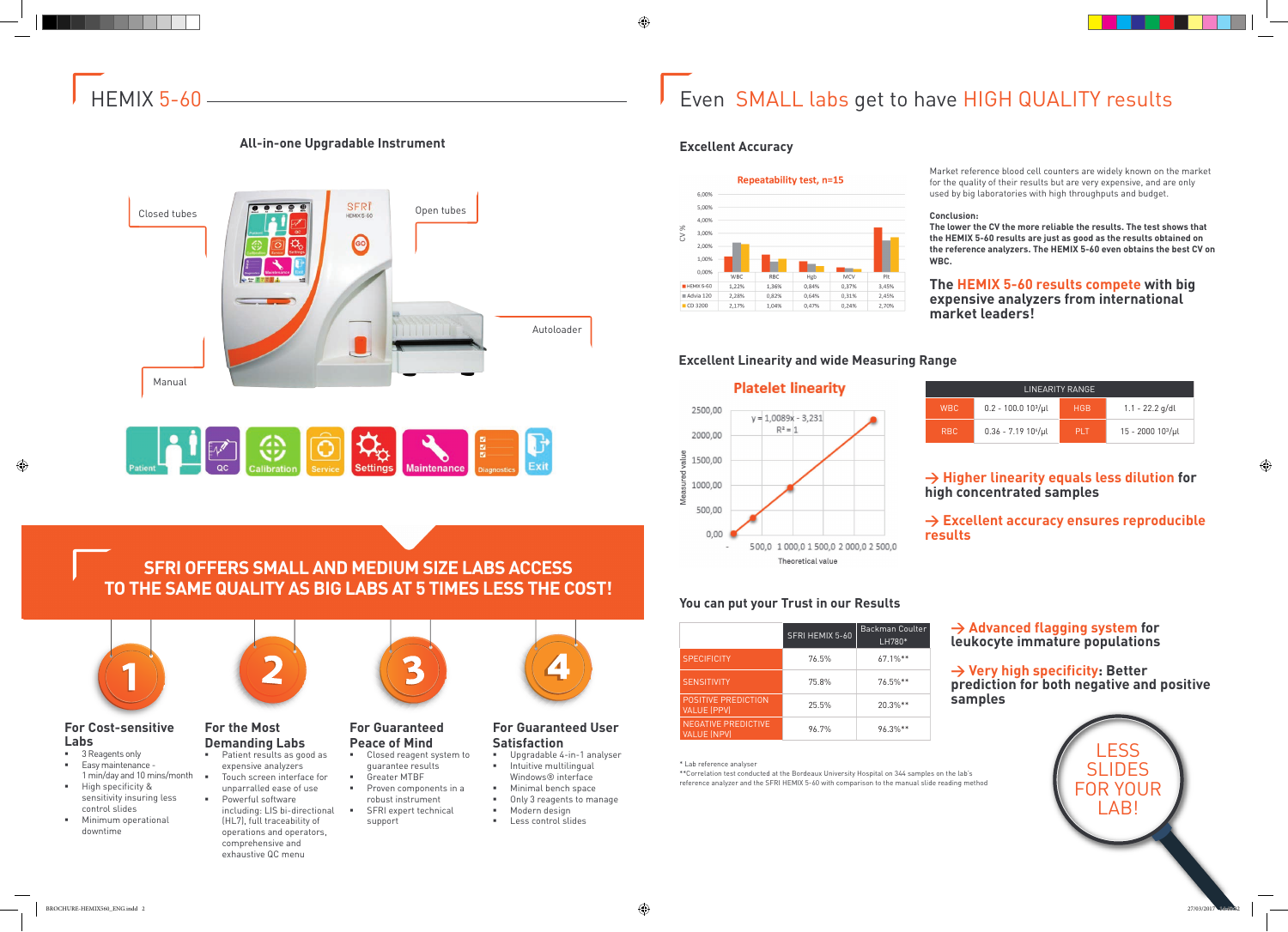# HEMIX 5-60

## All-in-one Upgradable Instrument

Closed tubes

Open tubes

Autoloader

Manual

Patient | QC | Calibration | Service | Settings | Maintenance | Diagnostics | Exit

## SFRI OFFERS SMALL AND MEDIUM SIZE LABS ACCESS TO THE SAME QUALITY AS BIG LABS AT 5 TIMES LESS THE COST!

### 1 — For Cost-sensitive Labs

- 3 Reagents only
- Easy maintenance - 1 min/day and 10 mins/month
- High specificity & sensitivity insuring less control slides
- Minimum operational downtime

### 2 — For the Most Demanding Labs

- Patient results as good as expensive analyzers
- Touch screen interface for unparralled ease of use
- Powerful software including: LIS bi-directional (HL7), full traceability of operations and operators, comprehensive and exhaustive QC menu

### 3 — For Guaranteed Peace of Mind

- Closed reagent system to guarantee results
- Greater MTBF
- Proven components in a robust instrument
- SFRI expert technical support

### 4 — For Guaranteed User Satisfaction

- Upgradable 4-in-1 analyser
- Intuitive multilingual Windows® interface
- Minimal bench space
- Only 3 reagents to manage
- Modern design
- Less control slides

# Even SMALL labs get to have HIGH QUALITY results

## Excellent Accuracy

**Repeatability test, n=15** (CV %)

| | WBC | RBC | Hgb | MCV | Plt |
|---|---|---|---|---|---|
| HEMIX 5-60 | 1,22% | 1,36% | 0,84% | 0,37% | 3,45% |
| Advia 120 | 2,28% | 0,82% | 0,64% | 0,31% | 2,45% |
| CD 3200 | 2,17% | 1,04% | 0,47% | 0,24% | 2,70% |

Market reference blood cell counters are widely known on the market for the quality of their results but are very expensive, and are only used by big laboratories with high throughputs and budget.

**Conclusion:**
**The lower the CV the more reliable the results. The test shows that the HEMIX 5-60 results are just as good as the results obtained on the reference analyzers. The HEMIX 5-60 even obtains the best CV on WBC.**

**The HEMIX 5-60 results compete with big expensive analyzers from international market leaders!**

## Excellent Linearity and wide Measuring Range

**Platelet linearity**

$y = 1{,}0089x - 3{,}231$
$R^2 = 1$

Measured value / Theoretical value

| LINEARITY RANGE | | | |
|---|---|---|---|
| WBC | 0.2 - 100.0 10³/µl | HGB | 1.1 - 22.2 g/dl |
| RBC | 0.36 - 7.19 10⁶/µl | PLT | 15 - 2000 10³/µl |

**→ Higher linearity equals less dilution for high concentrated samples**

**→ Excellent accuracy ensures reproducible results**

## You can put your Trust in our Results

| | SFRI HEMIX 5-60 | Backman Coulter LH780* |
|---|---|---|
| SPECIFICITY | 76.5% | 67.1%** |
| SENSITIVITY | 75.8% | 76.5%** |
| POSITIVE PREDICTION VALUE (PPV) | 25.5% | 20.3%** |
| NEGATIVE PREDICTIVE VALUE (NPV) | 96.7% | 96.3%** |

\* Lab reference analyser
\*\*Correlation test conducted at the Bordeaux University Hospital on 344 samples on the lab's reference analyzer and the SFRI HEMIX 5-60 with comparison to the manual slide reading method

**→ Advanced flagging system for leukocyte immature populations**

**→ Very high specificity: Better prediction for both negative and positive samples**

LESS SLIDES FOR YOUR LAB!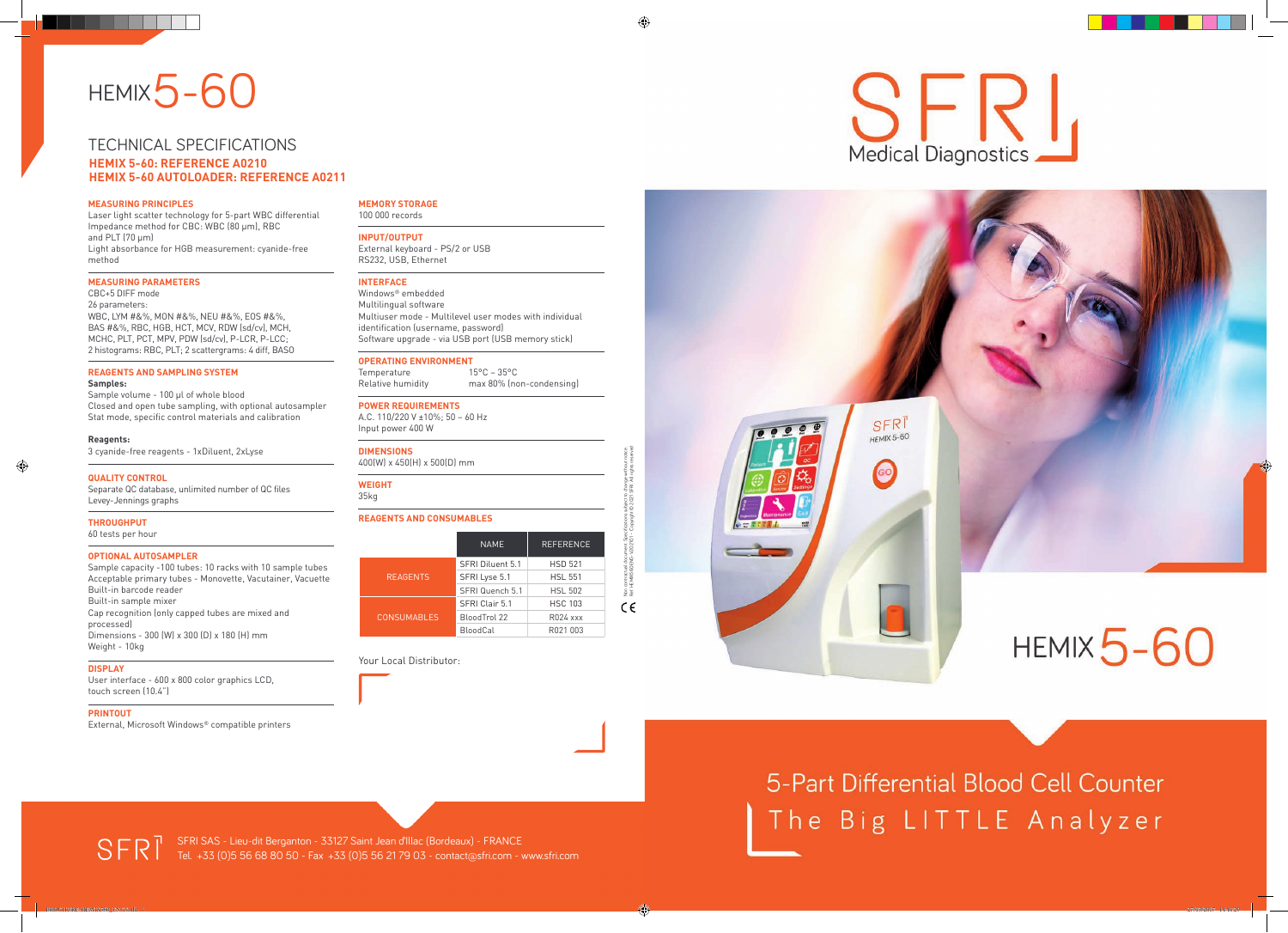# HEMIX 5-60

## TECHNICAL SPECIFICATIONS

**HEMIX 5-60: REFERENCE A0210**
**HEMIX 5-60 AUTOLOADER: REFERENCE A0211**

### MEASURING PRINCIPLES

Laser light scatter technology for 5-part WBC differential
Impedance method for CBC: WBC (80 µm), RBC and PLT (70 µm)
Light absorbance for HGB measurement: cyanide-free method

### MEASURING PARAMETERS

CBC+5 DIFF mode
26 parameters:
WBC, LYM #&%, MON #&%, NEU #&%, EOS #&%, BAS #&%, RBC, HGB, HCT, MCV, RDW (sd/cv), MCH, MCHC, PLT, PCT, MPV, PDW (sd/cv), P-LCR, P-LCC;
2 histograms: RBC, PLT; 2 scattergrams: 4 diff, BASO

### REAGENTS AND SAMPLING SYSTEM

**Samples:**
Sample volume - 100 µl of whole blood
Closed and open tube sampling, with optional autosampler
Stat mode, specific control materials and calibration

**Reagents:**
3 cyanide-free reagents - 1xDiluent, 2xLyse

### QUALITY CONTROL

Separate QC database, unlimited number of QC files
Levey-Jennings graphs

### THROUGHPUT

60 tests per hour

### OPTIONAL AUTOSAMPLER

Sample capacity -100 tubes: 10 racks with 10 sample tubes
Acceptable primary tubes - Monovette, Vacutainer, Vacuette
Built-in barcode reader
Built-in sample mixer
Cap recognition (only capped tubes are mixed and processed)
Dimensions - 300 (W) x 300 (D) x 180 (H) mm
Weight - 10kg

### DISPLAY

User interface - 600 x 800 color graphics LCD, touch screen (10.4")

### PRINTOUT

External, Microsoft Windows® compatible printers

### MEMORY STORAGE

100 000 records

### INPUT/OUTPUT

External keyboard - PS/2 or USB
RS232, USB, Ethernet

### INTERFACE

Windows® embedded
Multilingual software
Multiuser mode - Multilevel user modes with individual identification (username, password)
Software upgrade - via USB port (USB memory stick)

### OPERATING ENVIRONMENT

| | |
|---|---|
| Temperature | 15°C – 35°C |
| Relative humidity | max 80% (non-condensing) |

### POWER REQUIREMENTS

A.C. 110/220 V ±10%; 50 – 60 Hz
Input power 400 W

### DIMENSIONS

400(W) x 450(H) x 500(D) mm

### WEIGHT

35kg

### REAGENTS AND CONSUMABLES

| | NAME | REFERENCE |
|---|---|---|
| REAGENTS | SFRI Diluent 5.1 | HSD 521 |
| | SFRI Lyse 5.1 | HSL 551 |
| | SFRI Quench 5.1 | HSL 502 |
| CONSUMABLES | SFRI Clair 5.1 | HSC 103 |
| | BloodTrol 22 | R024 xxx |
| | BloodCal | R021 003 |

Your Local Distributor:

SFRI Medical Diagnostics

HEMIX 5-60

5-Part Differential Blood Cell Counter
The Big LITTLE Analyzer

SFRI SAS - Lieu-dit Berganton - 33127 Saint Jean d'Illac (Bordeaux) - FRANCE
Tel. +33 (0)5 56 68 80 50 - Fax +33 (0)5 56 21 79 03 - contact@sfri.com - www.sfri.com